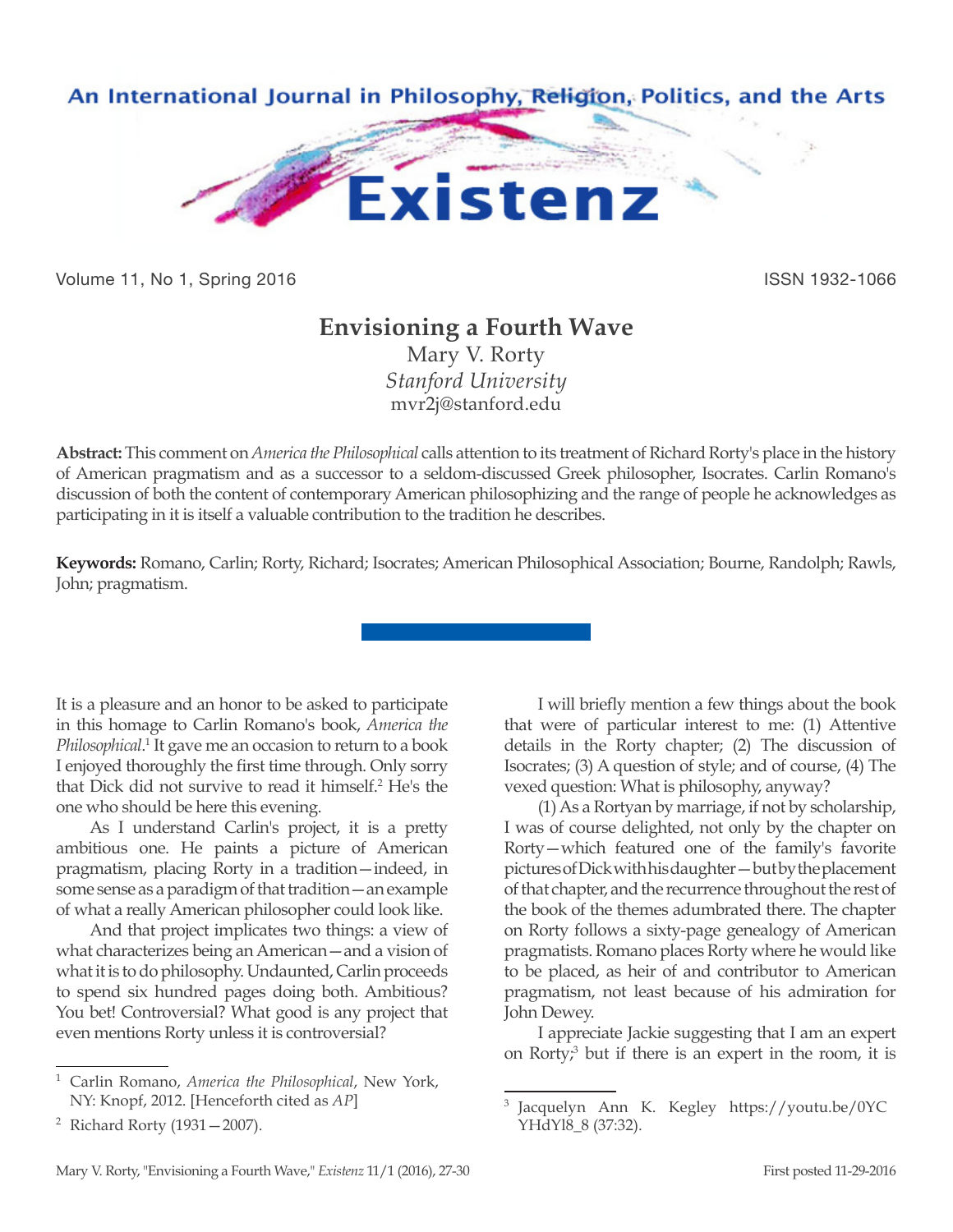# Envisioning a Fourth Wave

Mary V. Rorty
*Stanford University*
mvr2j@stanford.edu

**Abstract:** This comment on *America the Philosophical* calls attention to its treatment of Richard Rorty's place in the history of American pragmatism and as a successor to a seldom-discussed Greek philosopher, Isocrates. Carlin Romano's discussion of both the content of contemporary American philosophizing and the range of people he acknowledges as participating in it is itself a valuable contribution to the tradition he describes.

**Keywords:** Romano, Carlin; Rorty, Richard; Isocrates; American Philosophical Association; Bourne, Randolph; Rawls, John; pragmatism.

It is a pleasure and an honor to be asked to participate in this homage to Carlin Romano's book, *America the Philosophical*.[1] It gave me an occasion to return to a book I enjoyed thoroughly the first time through. Only sorry that Dick did not survive to read it himself.[2] He's the one who should be here this evening.

As I understand Carlin's project, it is a pretty ambitious one. He paints a picture of American pragmatism, placing Rorty in a tradition—indeed, in some sense as a paradigm of that tradition—an example of what a really American philosopher could look like.

And that project implicates two things: a view of what characterizes being an American—and a vision of what it is to do philosophy. Undaunted, Carlin proceeds to spend six hundred pages doing both. Ambitious? You bet! Controversial? What good is any project that even mentions Rorty unless it is controversial?

I will briefly mention a few things about the book that were of particular interest to me: (1) Attentive details in the Rorty chapter; (2) The discussion of Isocrates; (3) A question of style; and of course, (4) The vexed question: What is philosophy, anyway?

(1) As a Rortyan by marriage, if not by scholarship, I was of course delighted, not only by the chapter on Rorty—which featured one of the family's favorite pictures of Dick with his daughter—but by the placement of that chapter, and the recurrence throughout the rest of the book of the themes adumbrated there. The chapter on Rorty follows a sixty-page genealogy of American pragmatists. Romano places Rorty where he would like to be placed, as heir of and contributor to American pragmatism, not least because of his admiration for John Dewey.

I appreciate Jackie suggesting that I am an expert on Rorty;[3] but if there is an expert in the room, it is

---

[1] Carlin Romano, *America the Philosophical*, New York, NY: Knopf, 2012. [Henceforth cited as *AP*]

[2] Richard Rorty (1931—2007).

[3] Jacquelyn Ann K. Kegley https://youtu.be/0YCYHdYl8_8 (37:32).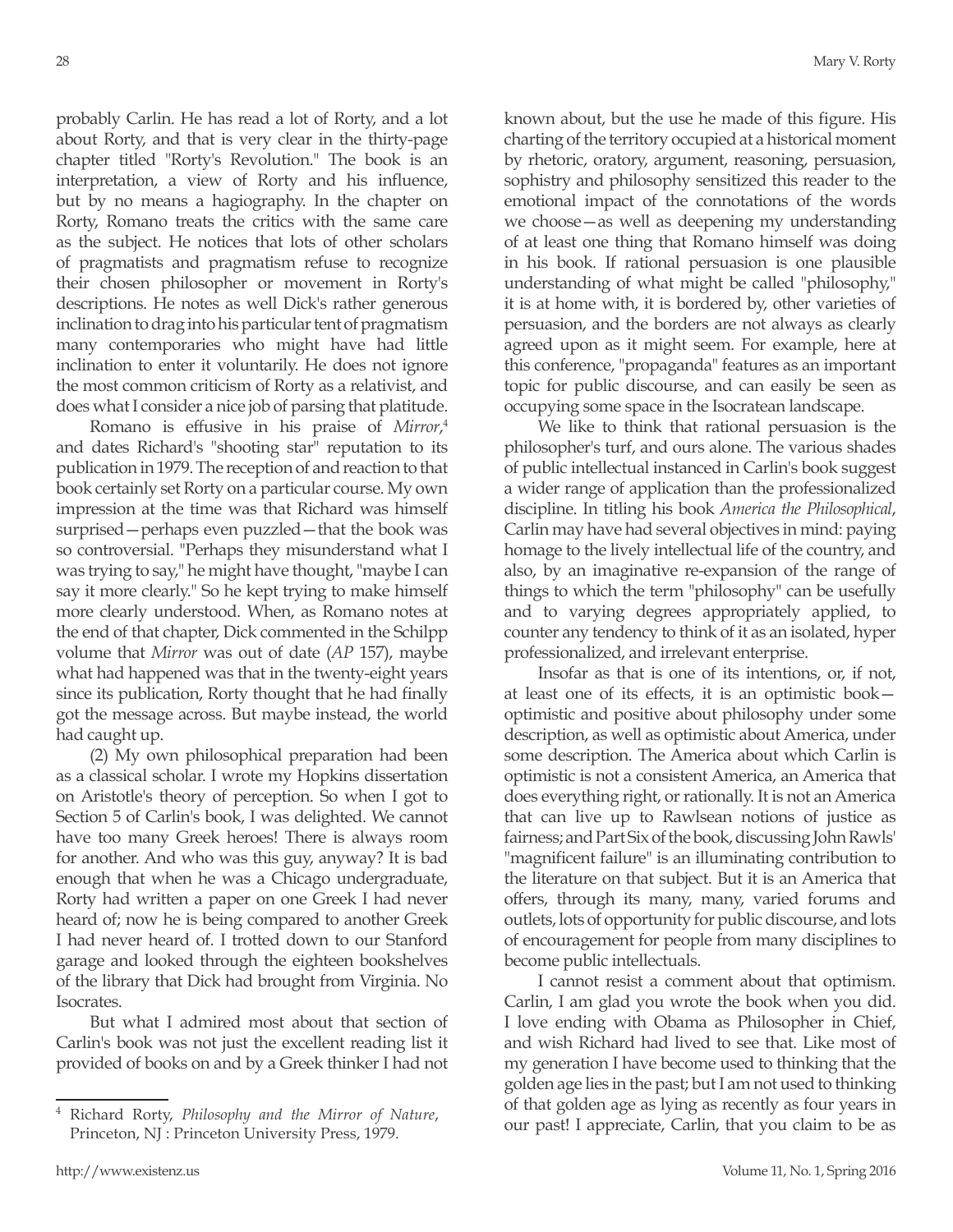probably Carlin. He has read a lot of Rorty, and a lot about Rorty, and that is very clear in the thirty-page chapter titled "Rorty's Revolution." The book is an interpretation, a view of Rorty and his influence, but by no means a hagiography. In the chapter on Rorty, Romano treats the critics with the same care as the subject. He notices that lots of other scholars of pragmatists and pragmatism refuse to recognize their chosen philosopher or movement in Rorty's descriptions. He notes as well Dick's rather generous inclination to drag into his particular tent of pragmatism many contemporaries who might have had little inclination to enter it voluntarily. He does not ignore the most common criticism of Rorty as a relativist, and does what I consider a nice job of parsing that platitude.

Romano is effusive in his praise of *Mirror*,[4] and dates Richard's "shooting star" reputation to its publication in 1979. The reception of and reaction to that book certainly set Rorty on a particular course. My own impression at the time was that Richard was himself surprised—perhaps even puzzled—that the book was so controversial. "Perhaps they misunderstand what I was trying to say," he might have thought, "maybe I can say it more clearly." So he kept trying to make himself more clearly understood. When, as Romano notes at the end of that chapter, Dick commented in the Schilpp volume that *Mirror* was out of date (*AP* 157), maybe what had happened was that in the twenty-eight years since its publication, Rorty thought that he had finally got the message across. But maybe instead, the world had caught up.

(2) My own philosophical preparation had been as a classical scholar. I wrote my Hopkins dissertation on Aristotle's theory of perception. So when I got to Section 5 of Carlin's book, I was delighted. We cannot have too many Greek heroes! There is always room for another. And who was this guy, anyway? It is bad enough that when he was a Chicago undergraduate, Rorty had written a paper on one Greek I had never heard of; now he is being compared to another Greek I had never heard of. I trotted down to our Stanford garage and looked through the eighteen bookshelves of the library that Dick had brought from Virginia. No Isocrates.

But what I admired most about that section of Carlin's book was not just the excellent reading list it provided of books on and by a Greek thinker I had not known about, but the use he made of this figure. His charting of the territory occupied at a historical moment by rhetoric, oratory, argument, reasoning, persuasion, sophistry and philosophy sensitized this reader to the emotional impact of the connotations of the words we choose—as well as deepening my understanding of at least one thing that Romano himself was doing in his book. If rational persuasion is one plausible understanding of what might be called "philosophy," it is at home with, it is bordered by, other varieties of persuasion, and the borders are not always as clearly agreed upon as it might seem. For example, here at this conference, "propaganda" features as an important topic for public discourse, and can easily be seen as occupying some space in the Isocratean landscape.

We like to think that rational persuasion is the philosopher's turf, and ours alone. The various shades of public intellectual instanced in Carlin's book suggest a wider range of application than the professionalized discipline. In titling his book *America the Philosophical*, Carlin may have had several objectives in mind: paying homage to the lively intellectual life of the country, and also, by an imaginative re-expansion of the range of things to which the term "philosophy" can be usefully and to varying degrees appropriately applied, to counter any tendency to think of it as an isolated, hyper professionalized, and irrelevant enterprise.

Insofar as that is one of its intentions, or, if not, at least one of its effects, it is an optimistic book—optimistic and positive about philosophy under some description, as well as optimistic about America, under some description. The America about which Carlin is optimistic is not a consistent America, an America that does everything right, or rationally. It is not an America that can live up to Rawlsean notions of justice as fairness; and Part Six of the book, discussing John Rawls' "magnificent failure" is an illuminating contribution to the literature on that subject. But it is an America that offers, through its many, many, varied forums and outlets, lots of opportunity for public discourse, and lots of encouragement for people from many disciplines to become public intellectuals.

I cannot resist a comment about that optimism. Carlin, I am glad you wrote the book when you did. I love ending with Obama as Philosopher in Chief, and wish Richard had lived to see that. Like most of my generation I have become used to thinking that the golden age lies in the past; but I am not used to thinking of that golden age as lying as recently as four years in our past! I appreciate, Carlin, that you claim to be as

---

[4] Richard Rorty, *Philosophy and the Mirror of Nature*, Princeton, NJ : Princeton University Press, 1979.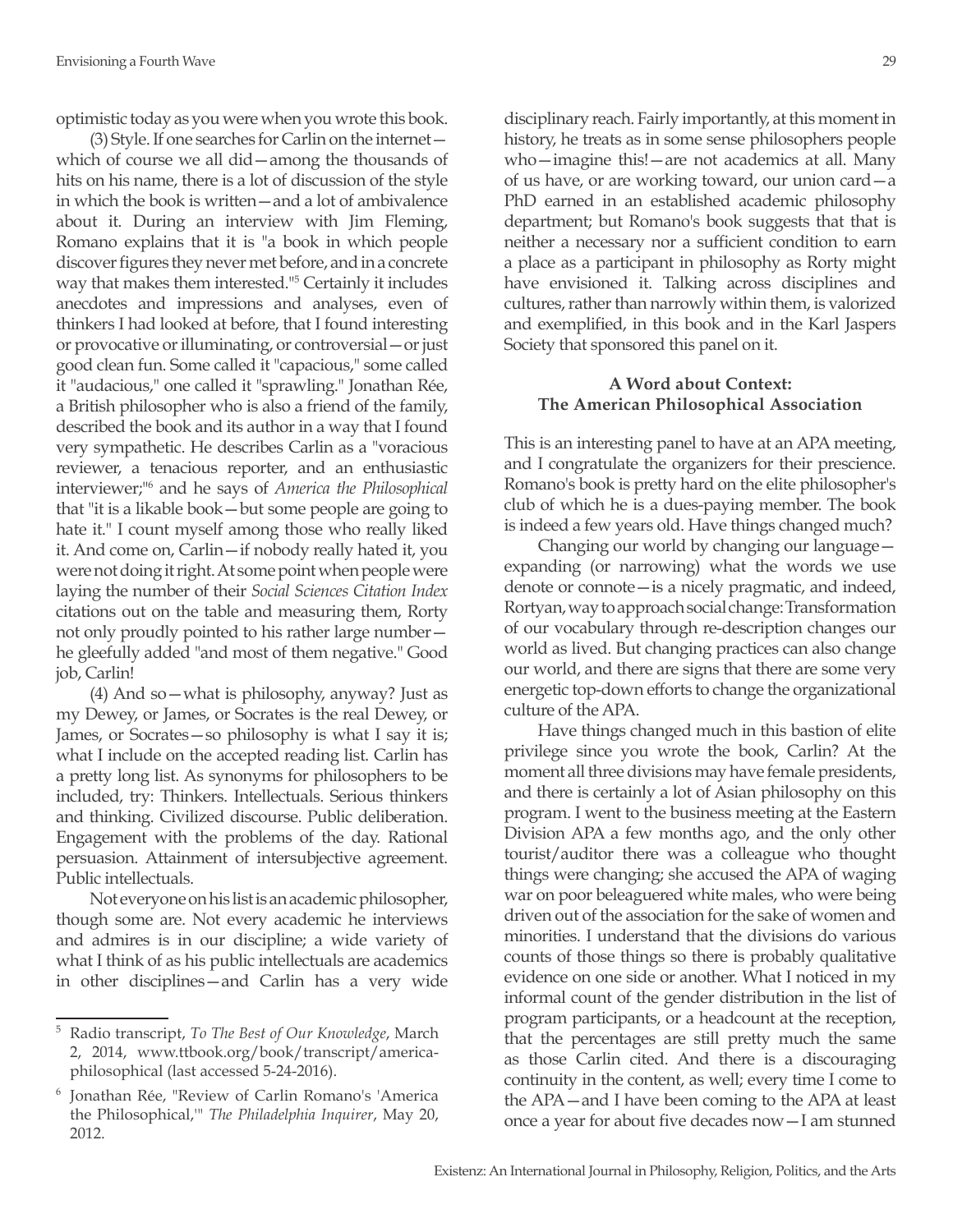optimistic today as you were when you wrote this book.

(3) Style. If one searches for Carlin on the internet—which of course we all did—among the thousands of hits on his name, there is a lot of discussion of the style in which the book is written—and a lot of ambivalence about it. During an interview with Jim Fleming, Romano explains that it is "a book in which people discover figures they never met before, and in a concrete way that makes them interested."[5] Certainly it includes anecdotes and impressions and analyses, even of thinkers I had looked at before, that I found interesting or provocative or illuminating, or controversial—or just good clean fun. Some called it "capacious," some called it "audacious," one called it "sprawling." Jonathan Rée, a British philosopher who is also a friend of the family, described the book and its author in a way that I found very sympathetic. He describes Carlin as a "voracious reviewer, a tenacious reporter, and an enthusiastic interviewer;"[6] and he says of *America the Philosophical* that "it is a likable book—but some people are going to hate it." I count myself among those who really liked it. And come on, Carlin—if nobody really hated it, you were not doing it right. At some point when people were laying the number of their *Social Sciences Citation Index* citations out on the table and measuring them, Rorty not only proudly pointed to his rather large number—he gleefully added "and most of them negative." Good job, Carlin!

(4) And so—what is philosophy, anyway? Just as my Dewey, or James, or Socrates is the real Dewey, or James, or Socrates—so philosophy is what I say it is; what I include on the accepted reading list. Carlin has a pretty long list. As synonyms for philosophers to be included, try: Thinkers. Intellectuals. Serious thinkers and thinking. Civilized discourse. Public deliberation. Engagement with the problems of the day. Rational persuasion. Attainment of intersubjective agreement. Public intellectuals.

Not everyone on his list is an academic philosopher, though some are. Not every academic he interviews and admires is in our discipline; a wide variety of what I think of as his public intellectuals are academics in other disciplines—and Carlin has a very wide disciplinary reach. Fairly importantly, at this moment in history, he treats as in some sense philosophers people who—imagine this!—are not academics at all. Many of us have, or are working toward, our union card—a PhD earned in an established academic philosophy department; but Romano's book suggests that that is neither a necessary nor a sufficient condition to earn a place as a participant in philosophy as Rorty might have envisioned it. Talking across disciplines and cultures, rather than narrowly within them, is valorized and exemplified, in this book and in the Karl Jaspers Society that sponsored this panel on it.

### A Word about Context: The American Philosophical Association

This is an interesting panel to have at an APA meeting, and I congratulate the organizers for their prescience. Romano's book is pretty hard on the elite philosopher's club of which he is a dues-paying member. The book is indeed a few years old. Have things changed much?

Changing our world by changing our language—expanding (or narrowing) what the words we use denote or connote—is a nicely pragmatic, and indeed, Rortyan, way to approach social change: Transformation of our vocabulary through re-description changes our world as lived. But changing practices can also change our world, and there are signs that there are some very energetic top-down efforts to change the organizational culture of the APA.

Have things changed much in this bastion of elite privilege since you wrote the book, Carlin? At the moment all three divisions may have female presidents, and there is certainly a lot of Asian philosophy on this program. I went to the business meeting at the Eastern Division APA a few months ago, and the only other tourist/auditor there was a colleague who thought things were changing; she accused the APA of waging war on poor beleaguered white males, who were being driven out of the association for the sake of women and minorities. I understand that the divisions do various counts of those things so there is probably qualitative evidence on one side or another. What I noticed in my informal count of the gender distribution in the list of program participants, or a headcount at the reception, that the percentages are still pretty much the same as those Carlin cited. And there is a discouraging continuity in the content, as well; every time I come to the APA—and I have been coming to the APA at least once a year for about five decades now—I am stunned

[5] Radio transcript, *To The Best of Our Knowledge*, March 2, 2014, www.ttbook.org/book/transcript/america-philosophical (last accessed 5-24-2016).

[6] Jonathan Rée, "Review of Carlin Romano's 'America the Philosophical,'" *The Philadelphia Inquirer*, May 20, 2012.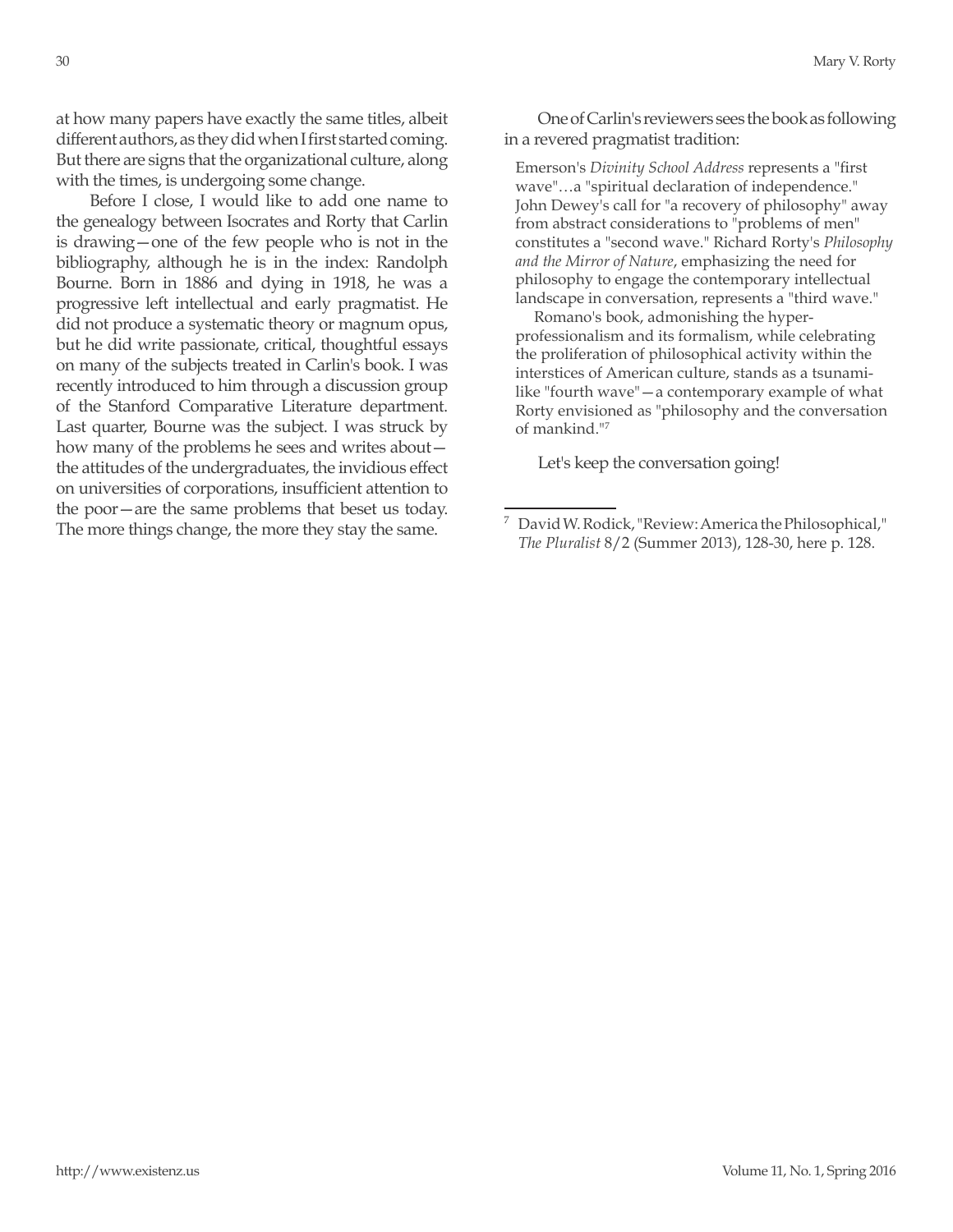at how many papers have exactly the same titles, albeit different authors, as they did when I first started coming. But there are signs that the organizational culture, along with the times, is undergoing some change.

Before I close, I would like to add one name to the genealogy between Isocrates and Rorty that Carlin is drawing—one of the few people who is not in the bibliography, although he is in the index: Randolph Bourne. Born in 1886 and dying in 1918, he was a progressive left intellectual and early pragmatist. He did not produce a systematic theory or magnum opus, but he did write passionate, critical, thoughtful essays on many of the subjects treated in Carlin's book. I was recently introduced to him through a discussion group of the Stanford Comparative Literature department. Last quarter, Bourne was the subject. I was struck by how many of the problems he sees and writes about—the attitudes of the undergraduates, the invidious effect on universities of corporations, insufficient attention to the poor—are the same problems that beset us today. The more things change, the more they stay the same.

One of Carlin's reviewers sees the book as following in a revered pragmatist tradition:

> Emerson's *Divinity School Address* represents a "first wave"…a "spiritual declaration of independence." John Dewey's call for "a recovery of philosophy" away from abstract considerations to "problems of men" constitutes a "second wave." Richard Rorty's *Philosophy and the Mirror of Nature*, emphasizing the need for philosophy to engage the contemporary intellectual landscape in conversation, represents a "third wave."
>
> Romano's book, admonishing the hyper-professionalism and its formalism, while celebrating the proliferation of philosophical activity within the interstices of American culture, stands as a tsunami-like "fourth wave"—a contemporary example of what Rorty envisioned as "philosophy and the conversation of mankind."[7]

Let's keep the conversation going!

---

[7] David W. Rodick, "Review: America the Philosophical," *The Pluralist* 8/2 (Summer 2013), 128-30, here p. 128.